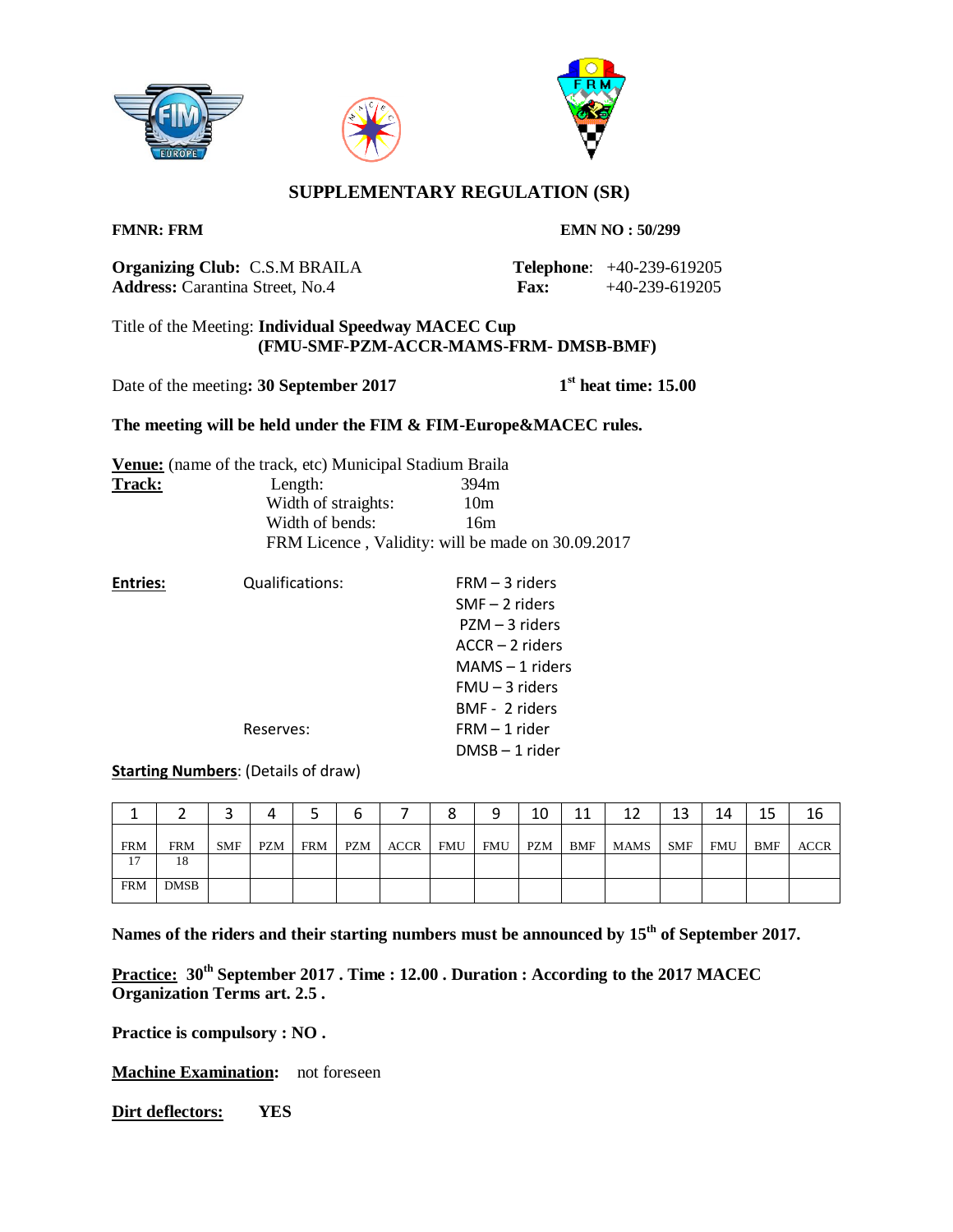# SUPPLEMENTARY REGULATION (SR)

**FMNR: FRM** **EMN NO : 50/299**

**Organizing Club:** C.S.M BRAILA **Telephone**: +40-239-619205
**Address:** Carantina Street, No.4 **Fax:** +40-239-619205

Title of the Meeting: **Individual Speedway MACEC Cup (FMU-SMF-PZM-ACCR-MAMS-FRM- DMSB-BMF)**

Date of the meeting**: 30 September 2017** **1st heat time: 15.00**

**The meeting will be held under the FIM & FIM-Europe&MACEC rules.**

**Venue:** (name of the track, etc) Municipal Stadium Braila

**Track:**
- Length: 394m
- Width of straights: 10m
- Width of bends: 16m
- FRM Licence , Validity: will be made on 30.09.2017

**Entries:**

Qualifications:
- FRM – 3 riders
- SMF – 2 riders
- PZM – 3 riders
- ACCR – 2 riders
- MAMS – 1 riders
- FMU – 3 riders
- BMF - 2 riders

Reserves:
- FRM – 1 rider
- DMSB – 1 rider

**Starting Numbers**: (Details of draw)

| 1 | 2 | 3 | 4 | 5 | 6 | 7 | 8 | 9 | 10 | 11 | 12 | 13 | 14 | 15 | 16 |
|---|---|---|---|---|---|---|---|---|---|---|---|---|---|---|---|
| FRM | FRM | SMF | PZM | FRM | PZM | ACCR | FMU | FMU | PZM | BMF | MAMS | SMF | FMU | BMF | ACCR |
| 17 | 18 | | | | | | | | | | | | | | |
| FRM | DMSB | | | | | | | | | | | | | | |

**Names of the riders and their starting numbers must be announced by 15th of September 2017.**

**Practice: 30th September 2017 . Time : 12.00 . Duration : According to the 2017 MACEC Organization Terms art. 2.5 .**

**Practice is compulsory : NO .**

**Machine Examination:** not foreseen

**Dirt deflectors:** **YES**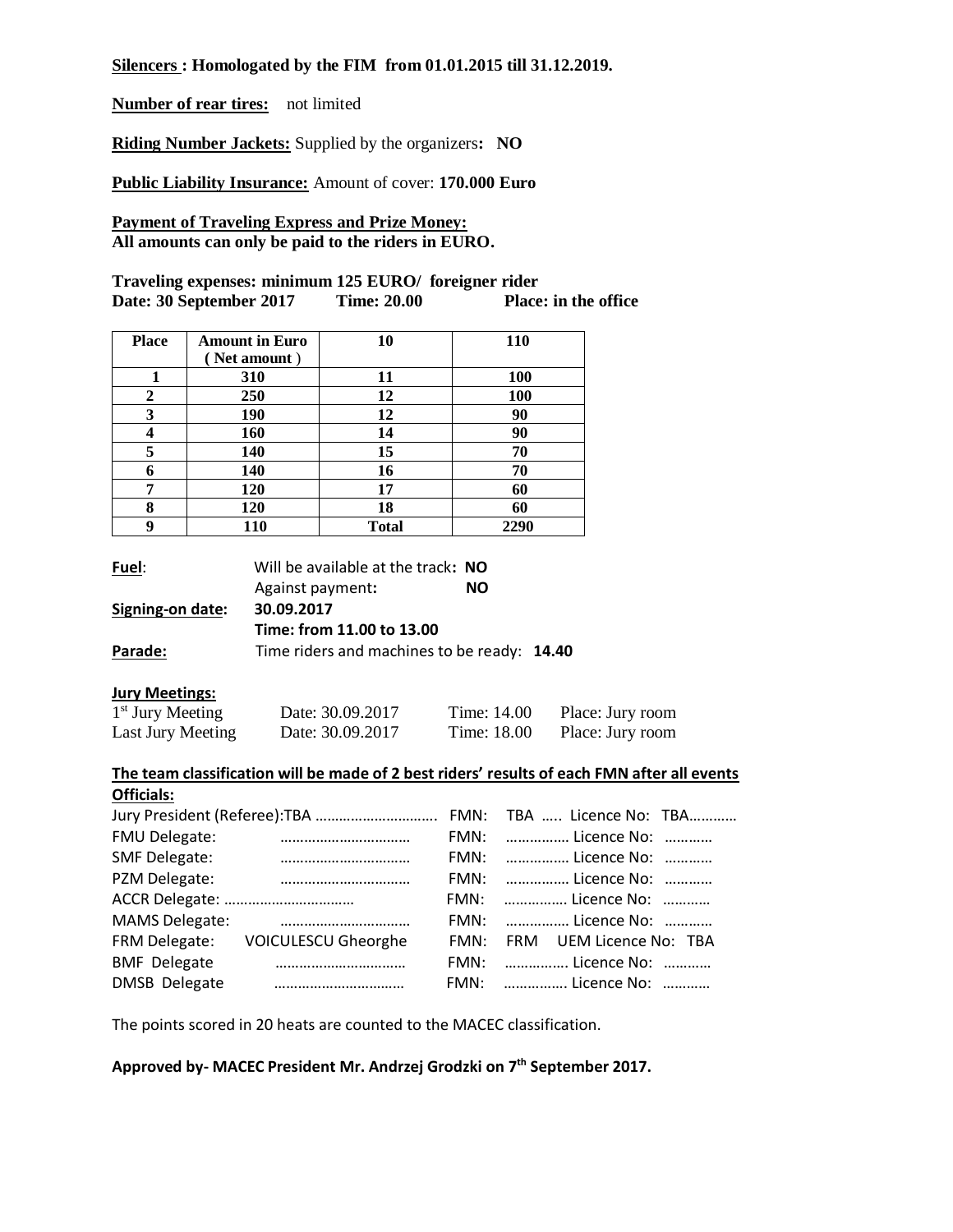**Silencers : Homologated by the FIM from 01.01.2015 till 31.12.2019.**

**Number of rear tires:** not limited

**Riding Number Jackets:** Supplied by the organizers**: NO**

**Public Liability Insurance:** Amount of cover: **170.000 Euro**

**Payment of Traveling Express and Prize Money:**
**All amounts can only be paid to the riders in EURO.**

**Traveling expenses: minimum 125 EURO/ foreigner rider**
**Date: 30 September 2017 Time: 20.00 Place: in the office**

| Place | Amount in Euro ( Net amount ) | 10 | 110 |
|---|---|---|---|
| 1 | 310 | 11 | 100 |
| 2 | 250 | 12 | 100 |
| 3 | 190 | 12 | 90 |
| 4 | 160 | 14 | 90 |
| 5 | 140 | 15 | 70 |
| 6 | 140 | 16 | 70 |
| 7 | 120 | 17 | 60 |
| 8 | 120 | 18 | 60 |
| 9 | 110 | Total | 2290 |

**Fuel**: Will be available at the track**: NO**
Against payment**: NO**

**Signing-on date: 30.09.2017**
**Time: from 11.00 to 13.00**

**Parade:** Time riders and machines to be ready: **14.40**

**Jury Meetings:**

| | | | |
|---|---|---|---|
| 1st Jury Meeting | Date: 30.09.2017 | Time: 14.00 | Place: Jury room |
| Last Jury Meeting | Date: 30.09.2017 | Time: 18.00 | Place: Jury room |

**The team classification will be made of 2 best riders' results of each FMN after all events**

**Officials:**

| | | | |
|---|---|---|---|
| Jury President (Referee): | TBA ………………………… | FMN: TBA ….. | Licence No: TBA………… |
| FMU Delegate: | …………………………… | FMN: ……………. | Licence No: ………… |
| SMF Delegate: | …………………………… | FMN: ……………. | Licence No: ………… |
| PZM Delegate: | …………………………… | FMN: ……………. | Licence No: ………… |
| ACCR Delegate: | …………………………… | FMN: ……………. | Licence No: ………… |
| MAMS Delegate: | …………………………… | FMN: ……………. | Licence No: ………… |
| FRM Delegate: | VOICULESCU Gheorghe | FMN: FRM | UEM Licence No: TBA |
| BMF Delegate | …………………………… | FMN: ……………. | Licence No: ………… |
| DMSB Delegate | …………………………… | FMN: ……………. | Licence No: ………… |

The points scored in 20 heats are counted to the MACEC classification.

**Approved by- MACEC President Mr. Andrzej Grodzki on 7th September 2017.**